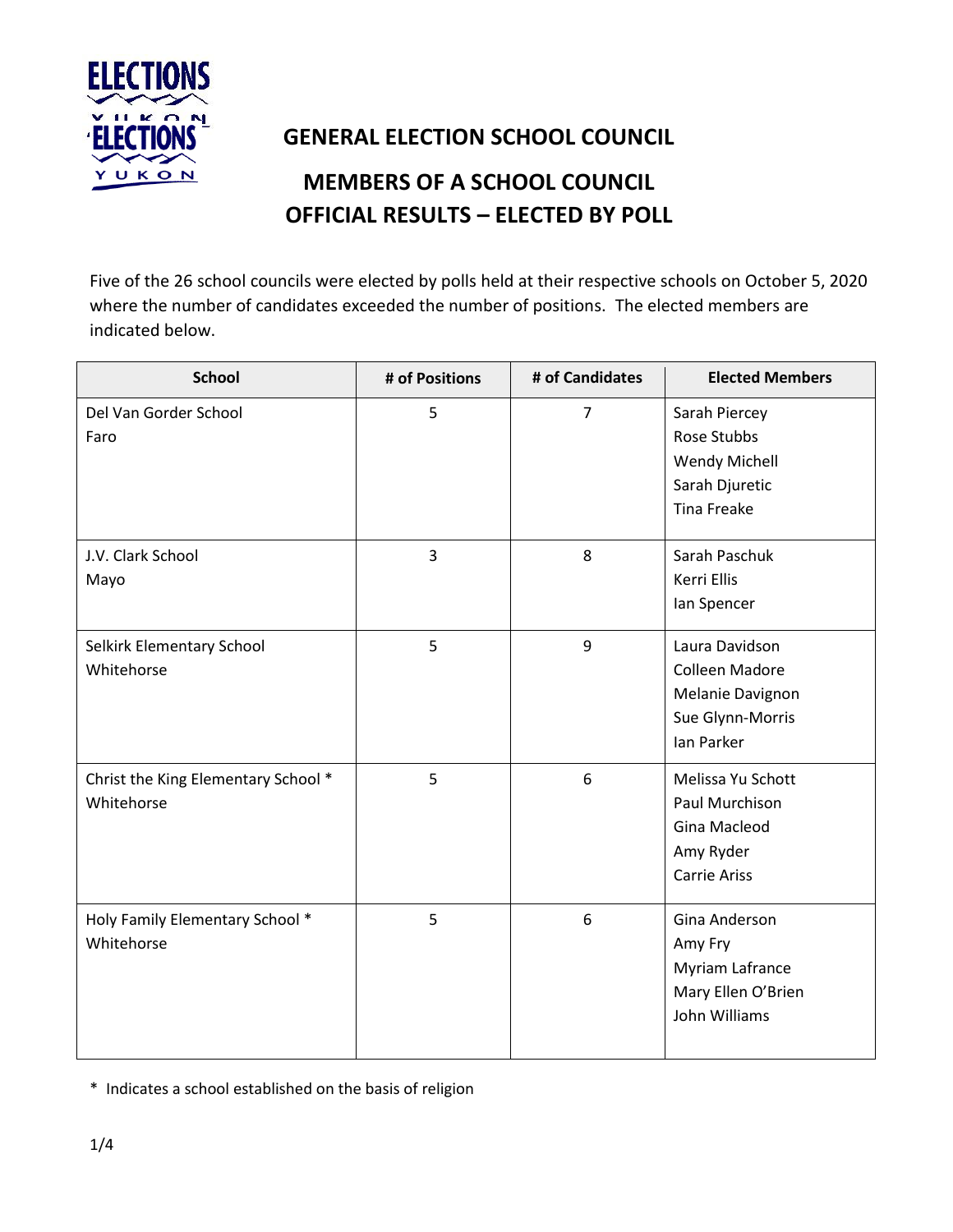# GENERAL ELECTION SCHOOL COUNCIL

## MEMBERS OF A SCHOOL COUNCIL OFFICIAL RESULTS – ELECTED BY POLL

Five of the 26 school councils were elected by polls held at their respective schools on October 5, 2020 where the number of candidates exceeded the number of positions. The elected members are indicated below.

| School | # of Positions | # of Candidates | Elected Members |
|---|---|---|---|
| Del Van Gorder School<br>Faro | 5 | 7 | Sarah Piercey<br>Rose Stubbs<br>Wendy Michell<br>Sarah Djuretic<br>Tina Freake |
| J.V. Clark School<br>Mayo | 3 | 8 | Sarah Paschuk<br>Kerri Ellis<br>Ian Spencer |
| Selkirk Elementary School<br>Whitehorse | 5 | 9 | Laura Davidson<br>Colleen Madore<br>Melanie Davignon<br>Sue Glynn-Morris<br>Ian Parker |
| Christ the King Elementary School *<br>Whitehorse | 5 | 6 | Melissa Yu Schott<br>Paul Murchison<br>Gina Macleod<br>Amy Ryder<br>Carrie Ariss |
| Holy Family Elementary School *<br>Whitehorse | 5 | 6 | Gina Anderson<br>Amy Fry<br>Myriam Lafrance<br>Mary Ellen O'Brien<br>John Williams |

* Indicates a school established on the basis of religion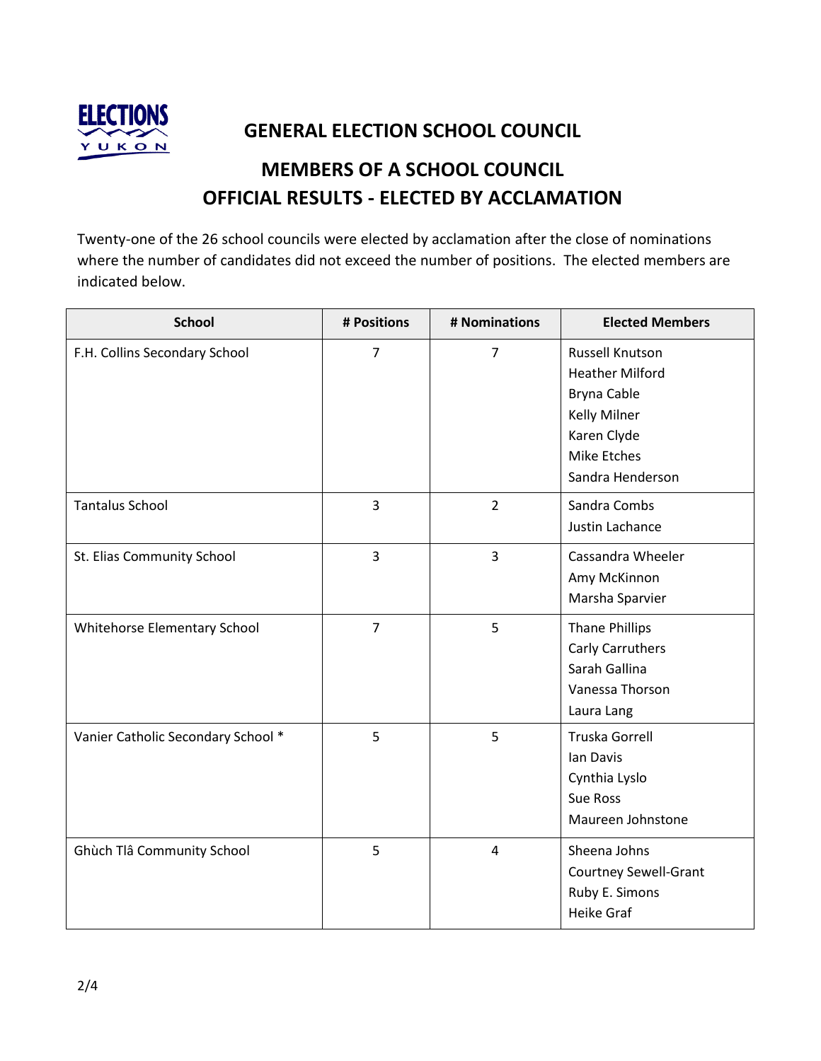## GENERAL ELECTION SCHOOL COUNCIL

## MEMBERS OF A SCHOOL COUNCIL
## OFFICIAL RESULTS - ELECTED BY ACCLAMATION

Twenty-one of the 26 school councils were elected by acclamation after the close of nominations where the number of candidates did not exceed the number of positions. The elected members are indicated below.

| School | # Positions | # Nominations | Elected Members |
|---|---|---|---|
| F.H. Collins Secondary School | 7 | 7 | Russell Knutson<br>Heather Milford<br>Bryna Cable<br>Kelly Milner<br>Karen Clyde<br>Mike Etches<br>Sandra Henderson |
| Tantalus School | 3 | 2 | Sandra Combs<br>Justin Lachance |
| St. Elias Community School | 3 | 3 | Cassandra Wheeler<br>Amy McKinnon<br>Marsha Sparvier |
| Whitehorse Elementary School | 7 | 5 | Thane Phillips<br>Carly Carruthers<br>Sarah Gallina<br>Vanessa Thorson<br>Laura Lang |
| Vanier Catholic Secondary School * | 5 | 5 | Truska Gorrell<br>Ian Davis<br>Cynthia Lyslo<br>Sue Ross<br>Maureen Johnstone |
| Ghùch Tlâ Community School | 5 | 4 | Sheena Johns<br>Courtney Sewell-Grant<br>Ruby E. Simons<br>Heike Graf |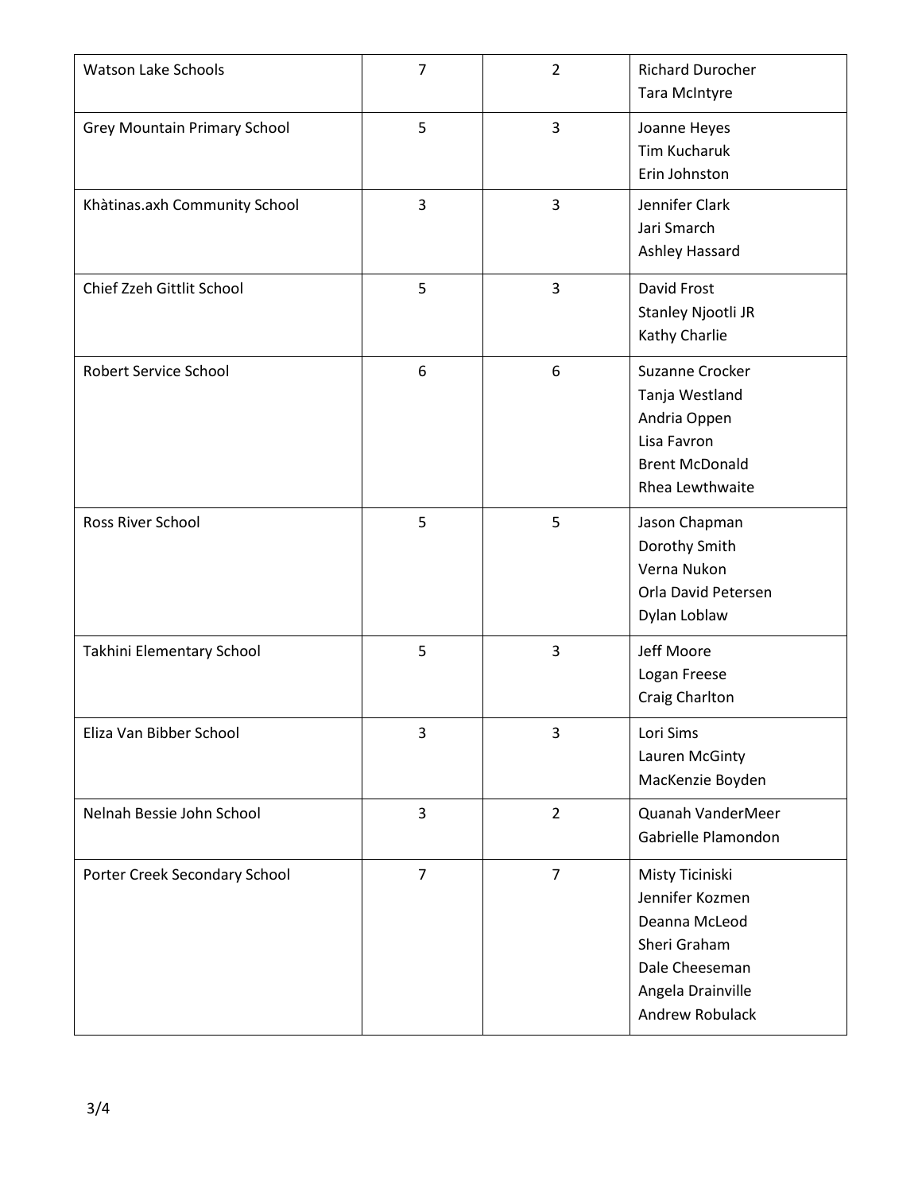| | | | |
|---|---|---|---|
| Watson Lake Schools | 7 | 2 | Richard Durocher<br>Tara McIntyre |
| Grey Mountain Primary School | 5 | 3 | Joanne Heyes<br>Tim Kucharuk<br>Erin Johnston |
| Khàtinas.axh Community School | 3 | 3 | Jennifer Clark<br>Jari Smarch<br>Ashley Hassard |
| Chief Zzeh Gittlit School | 5 | 3 | David Frost<br>Stanley Njootli JR<br>Kathy Charlie |
| Robert Service School | 6 | 6 | Suzanne Crocker<br>Tanja Westland<br>Andria Oppen<br>Lisa Favron<br>Brent McDonald<br>Rhea Lewthwaite |
| Ross River School | 5 | 5 | Jason Chapman<br>Dorothy Smith<br>Verna Nukon<br>Orla David Petersen<br>Dylan Loblaw |
| Takhini Elementary School | 5 | 3 | Jeff Moore<br>Logan Freese<br>Craig Charlton |
| Eliza Van Bibber School | 3 | 3 | Lori Sims<br>Lauren McGinty<br>MacKenzie Boyden |
| Nelnah Bessie John School | 3 | 2 | Quanah VanderMeer<br>Gabrielle Plamondon |
| Porter Creek Secondary School | 7 | 7 | Misty Ticiniski<br>Jennifer Kozmen<br>Deanna McLeod<br>Sheri Graham<br>Dale Cheeseman<br>Angela Drainville<br>Andrew Robulack |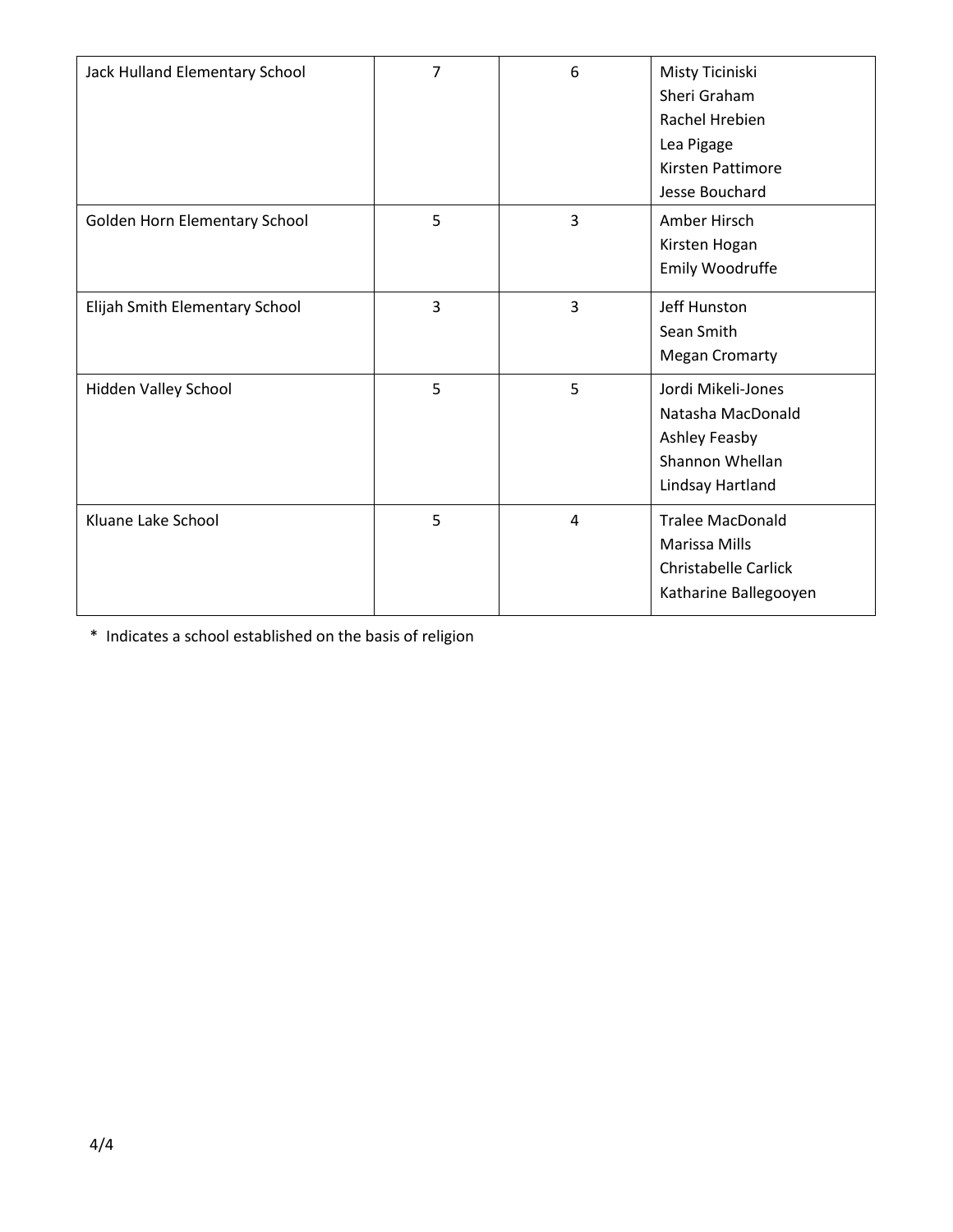| | | | |
|---|---|---|---|
| Jack Hulland Elementary School | 7 | 6 | Misty Ticiniski<br>Sheri Graham<br>Rachel Hrebien<br>Lea Pigage<br>Kirsten Pattimore<br>Jesse Bouchard |
| Golden Horn Elementary School | 5 | 3 | Amber Hirsch<br>Kirsten Hogan<br>Emily Woodruffe |
| Elijah Smith Elementary School | 3 | 3 | Jeff Hunston<br>Sean Smith<br>Megan Cromarty |
| Hidden Valley School | 5 | 5 | Jordi Mikeli-Jones<br>Natasha MacDonald<br>Ashley Feasby<br>Shannon Whellan<br>Lindsay Hartland |
| Kluane Lake School | 5 | 4 | Tralee MacDonald<br>Marissa Mills<br>Christabelle Carlick<br>Katharine Ballegooyen |

\* Indicates a school established on the basis of religion